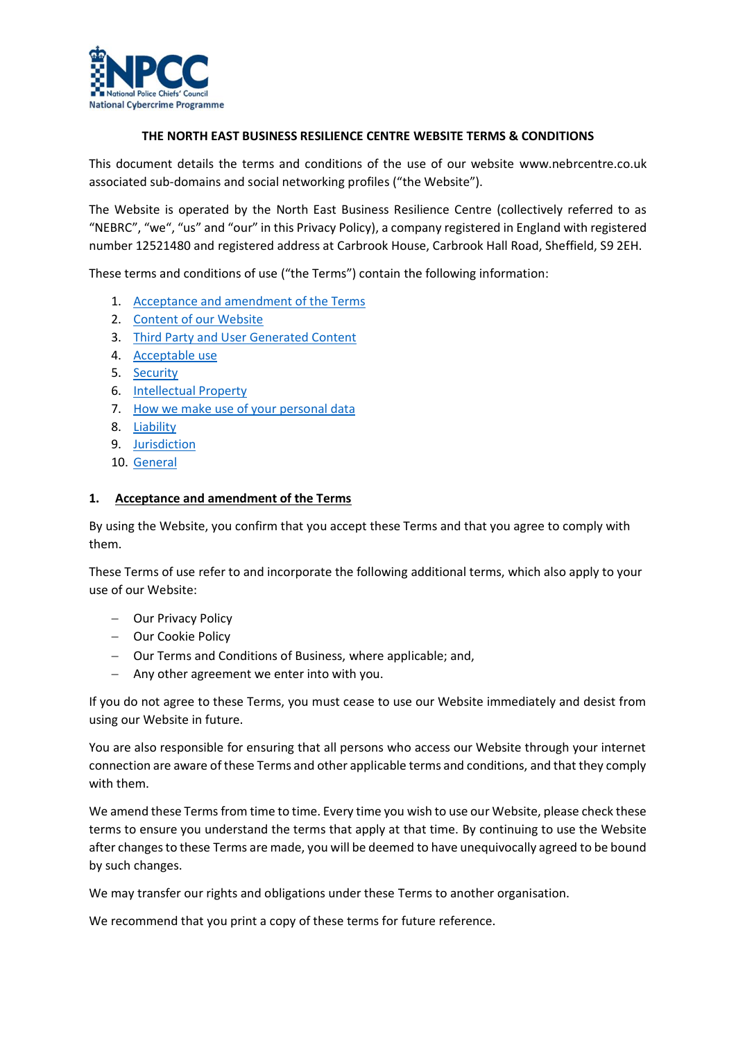NPCC
National Police Chiefs' Council
National Cybercrime Programme

# THE NORTH EAST BUSINESS RESILIENCE CENTRE WEBSITE TERMS & CONDITIONS

This document details the terms and conditions of the use of our website www.nebrcentre.co.uk associated sub-domains and social networking profiles ("the Website").

The Website is operated by the North East Business Resilience Centre (collectively referred to as "NEBRC", "we", "us" and "our" in this Privacy Policy), a company registered in England with registered number 12521480 and registered address at Carbrook House, Carbrook Hall Road, Sheffield, S9 2EH.

These terms and conditions of use ("the Terms") contain the following information:

1. Acceptance and amendment of the Terms
2. Content of our Website
3. Third Party and User Generated Content
4. Acceptable use
5. Security
6. Intellectual Property
7. How we make use of your personal data
8. Liability
9. Jurisdiction
10. General

## 1. Acceptance and amendment of the Terms

By using the Website, you confirm that you accept these Terms and that you agree to comply with them.

These Terms of use refer to and incorporate the following additional terms, which also apply to your use of our Website:

- Our Privacy Policy
- Our Cookie Policy
- Our Terms and Conditions of Business, where applicable; and,
- Any other agreement we enter into with you.

If you do not agree to these Terms, you must cease to use our Website immediately and desist from using our Website in future.

You are also responsible for ensuring that all persons who access our Website through your internet connection are aware of these Terms and other applicable terms and conditions, and that they comply with them.

We amend these Terms from time to time. Every time you wish to use our Website, please check these terms to ensure you understand the terms that apply at that time. By continuing to use the Website after changes to these Terms are made, you will be deemed to have unequivocally agreed to be bound by such changes.

We may transfer our rights and obligations under these Terms to another organisation.

We recommend that you print a copy of these terms for future reference.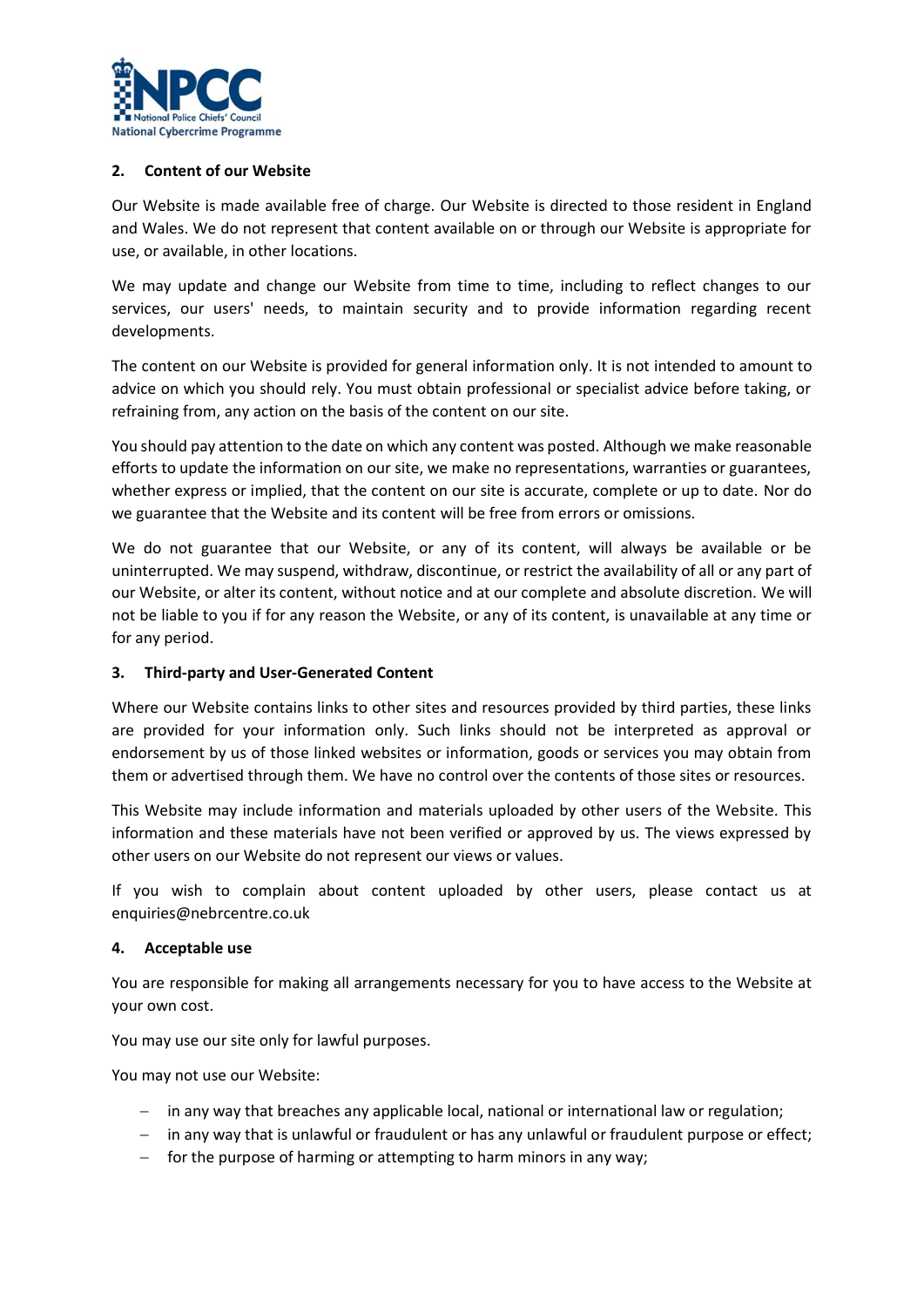## 2. Content of our Website

Our Website is made available free of charge. Our Website is directed to those resident in England and Wales. We do not represent that content available on or through our Website is appropriate for use, or available, in other locations.

We may update and change our Website from time to time, including to reflect changes to our services, our users' needs, to maintain security and to provide information regarding recent developments.

The content on our Website is provided for general information only. It is not intended to amount to advice on which you should rely. You must obtain professional or specialist advice before taking, or refraining from, any action on the basis of the content on our site.

You should pay attention to the date on which any content was posted. Although we make reasonable efforts to update the information on our site, we make no representations, warranties or guarantees, whether express or implied, that the content on our site is accurate, complete or up to date. Nor do we guarantee that the Website and its content will be free from errors or omissions.

We do not guarantee that our Website, or any of its content, will always be available or be uninterrupted. We may suspend, withdraw, discontinue, or restrict the availability of all or any part of our Website, or alter its content, without notice and at our complete and absolute discretion. We will not be liable to you if for any reason the Website, or any of its content, is unavailable at any time or for any period.

## 3. Third-party and User-Generated Content

Where our Website contains links to other sites and resources provided by third parties, these links are provided for your information only. Such links should not be interpreted as approval or endorsement by us of those linked websites or information, goods or services you may obtain from them or advertised through them. We have no control over the contents of those sites or resources.

This Website may include information and materials uploaded by other users of the Website. This information and these materials have not been verified or approved by us. The views expressed by other users on our Website do not represent our views or values.

If you wish to complain about content uploaded by other users, please contact us at enquiries@nebrcentre.co.uk

## 4. Acceptable use

You are responsible for making all arrangements necessary for you to have access to the Website at your own cost.

You may use our site only for lawful purposes.

You may not use our Website:

- in any way that breaches any applicable local, national or international law or regulation;
- in any way that is unlawful or fraudulent or has any unlawful or fraudulent purpose or effect;
- for the purpose of harming or attempting to harm minors in any way;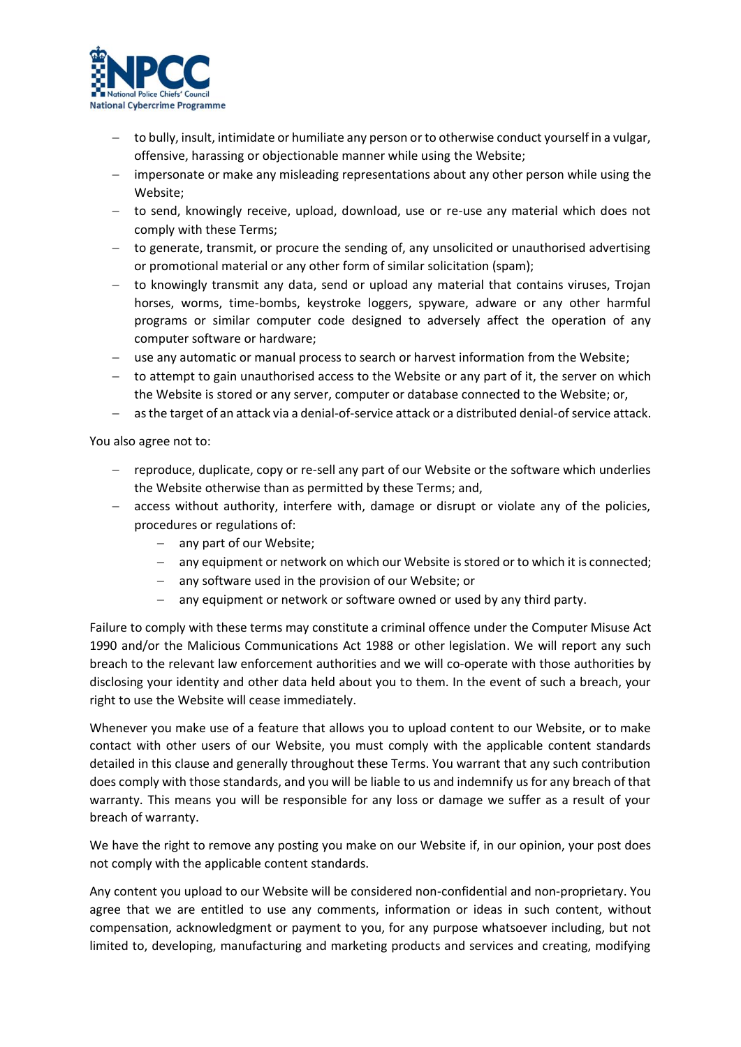- to bully, insult, intimidate or humiliate any person or to otherwise conduct yourself in a vulgar, offensive, harassing or objectionable manner while using the Website;
- impersonate or make any misleading representations about any other person while using the Website;
- to send, knowingly receive, upload, download, use or re-use any material which does not comply with these Terms;
- to generate, transmit, or procure the sending of, any unsolicited or unauthorised advertising or promotional material or any other form of similar solicitation (spam);
- to knowingly transmit any data, send or upload any material that contains viruses, Trojan horses, worms, time-bombs, keystroke loggers, spyware, adware or any other harmful programs or similar computer code designed to adversely affect the operation of any computer software or hardware;
- use any automatic or manual process to search or harvest information from the Website;
- to attempt to gain unauthorised access to the Website or any part of it, the server on which the Website is stored or any server, computer or database connected to the Website; or,
- as the target of an attack via a denial-of-service attack or a distributed denial-of service attack.

You also agree not to:

- reproduce, duplicate, copy or re-sell any part of our Website or the software which underlies the Website otherwise than as permitted by these Terms; and,
- access without authority, interfere with, damage or disrupt or violate any of the policies, procedures or regulations of:
  - any part of our Website;
  - any equipment or network on which our Website is stored or to which it is connected;
  - any software used in the provision of our Website; or
  - any equipment or network or software owned or used by any third party.

Failure to comply with these terms may constitute a criminal offence under the Computer Misuse Act 1990 and/or the Malicious Communications Act 1988 or other legislation. We will report any such breach to the relevant law enforcement authorities and we will co-operate with those authorities by disclosing your identity and other data held about you to them. In the event of such a breach, your right to use the Website will cease immediately.

Whenever you make use of a feature that allows you to upload content to our Website, or to make contact with other users of our Website, you must comply with the applicable content standards detailed in this clause and generally throughout these Terms. You warrant that any such contribution does comply with those standards, and you will be liable to us and indemnify us for any breach of that warranty. This means you will be responsible for any loss or damage we suffer as a result of your breach of warranty.

We have the right to remove any posting you make on our Website if, in our opinion, your post does not comply with the applicable content standards.

Any content you upload to our Website will be considered non-confidential and non-proprietary. You agree that we are entitled to use any comments, information or ideas in such content, without compensation, acknowledgment or payment to you, for any purpose whatsoever including, but not limited to, developing, manufacturing and marketing products and services and creating, modifying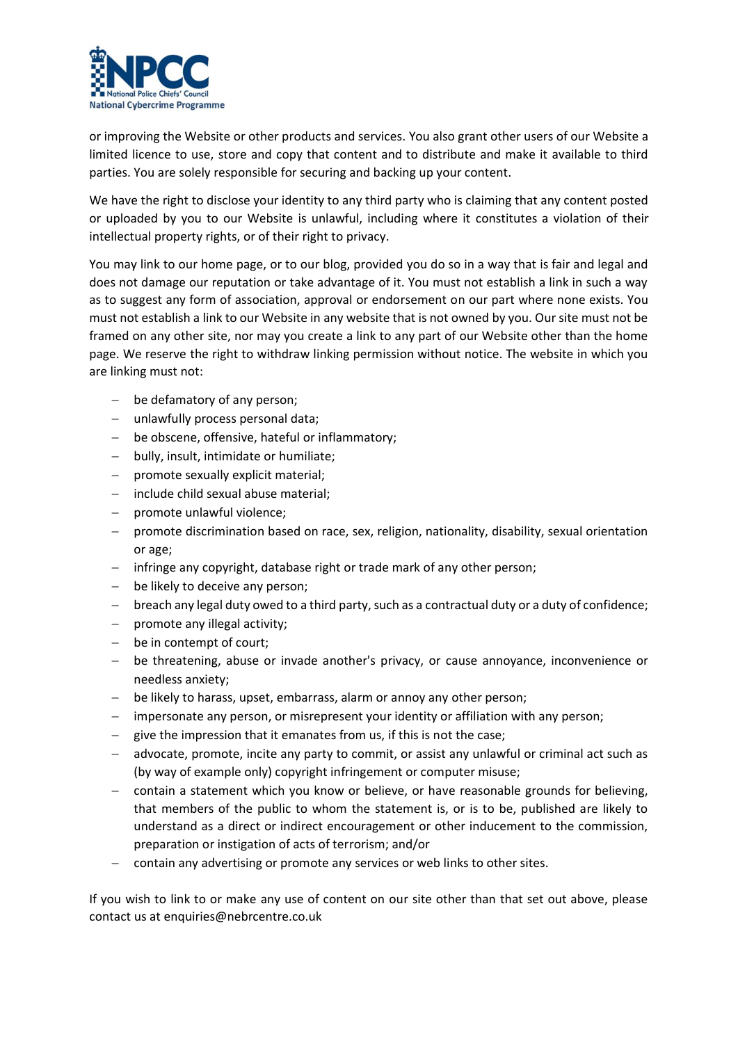or improving the Website or other products and services. You also grant other users of our Website a limited licence to use, store and copy that content and to distribute and make it available to third parties. You are solely responsible for securing and backing up your content.

We have the right to disclose your identity to any third party who is claiming that any content posted or uploaded by you to our Website is unlawful, including where it constitutes a violation of their intellectual property rights, or of their right to privacy.

You may link to our home page, or to our blog, provided you do so in a way that is fair and legal and does not damage our reputation or take advantage of it. You must not establish a link in such a way as to suggest any form of association, approval or endorsement on our part where none exists. You must not establish a link to our Website in any website that is not owned by you. Our site must not be framed on any other site, nor may you create a link to any part of our Website other than the home page. We reserve the right to withdraw linking permission without notice. The website in which you are linking must not:

- be defamatory of any person;
- unlawfully process personal data;
- be obscene, offensive, hateful or inflammatory;
- bully, insult, intimidate or humiliate;
- promote sexually explicit material;
- include child sexual abuse material;
- promote unlawful violence;
- promote discrimination based on race, sex, religion, nationality, disability, sexual orientation or age;
- infringe any copyright, database right or trade mark of any other person;
- be likely to deceive any person;
- breach any legal duty owed to a third party, such as a contractual duty or a duty of confidence;
- promote any illegal activity;
- be in contempt of court;
- be threatening, abuse or invade another's privacy, or cause annoyance, inconvenience or needless anxiety;
- be likely to harass, upset, embarrass, alarm or annoy any other person;
- impersonate any person, or misrepresent your identity or affiliation with any person;
- give the impression that it emanates from us, if this is not the case;
- advocate, promote, incite any party to commit, or assist any unlawful or criminal act such as (by way of example only) copyright infringement or computer misuse;
- contain a statement which you know or believe, or have reasonable grounds for believing, that members of the public to whom the statement is, or is to be, published are likely to understand as a direct or indirect encouragement or other inducement to the commission, preparation or instigation of acts of terrorism; and/or
- contain any advertising or promote any services or web links to other sites.

If you wish to link to or make any use of content on our site other than that set out above, please contact us at enquiries@nebrcentre.co.uk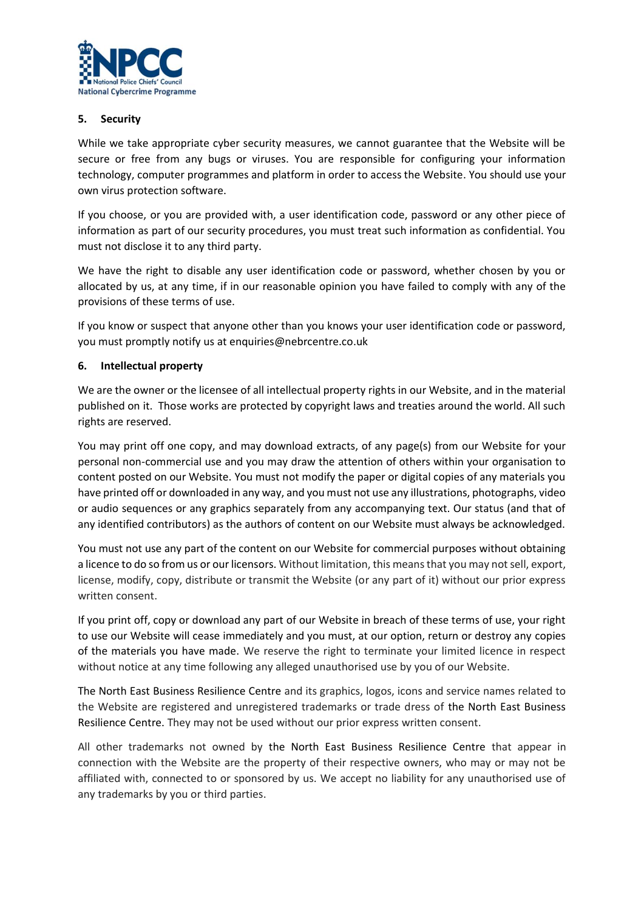## 5. Security

While we take appropriate cyber security measures, we cannot guarantee that the Website will be secure or free from any bugs or viruses. You are responsible for configuring your information technology, computer programmes and platform in order to access the Website. You should use your own virus protection software.

If you choose, or you are provided with, a user identification code, password or any other piece of information as part of our security procedures, you must treat such information as confidential. You must not disclose it to any third party.

We have the right to disable any user identification code or password, whether chosen by you or allocated by us, at any time, if in our reasonable opinion you have failed to comply with any of the provisions of these terms of use.

If you know or suspect that anyone other than you knows your user identification code or password, you must promptly notify us at enquiries@nebrcentre.co.uk

## 6. Intellectual property

We are the owner or the licensee of all intellectual property rights in our Website, and in the material published on it. Those works are protected by copyright laws and treaties around the world. All such rights are reserved.

You may print off one copy, and may download extracts, of any page(s) from our Website for your personal non-commercial use and you may draw the attention of others within your organisation to content posted on our Website. You must not modify the paper or digital copies of any materials you have printed off or downloaded in any way, and you must not use any illustrations, photographs, video or audio sequences or any graphics separately from any accompanying text. Our status (and that of any identified contributors) as the authors of content on our Website must always be acknowledged.

You must not use any part of the content on our Website for commercial purposes without obtaining a licence to do so from us or our licensors. Without limitation, this means that you may not sell, export, license, modify, copy, distribute or transmit the Website (or any part of it) without our prior express written consent.

If you print off, copy or download any part of our Website in breach of these terms of use, your right to use our Website will cease immediately and you must, at our option, return or destroy any copies of the materials you have made. We reserve the right to terminate your limited licence in respect without notice at any time following any alleged unauthorised use by you of our Website.

The North East Business Resilience Centre and its graphics, logos, icons and service names related to the Website are registered and unregistered trademarks or trade dress of the North East Business Resilience Centre. They may not be used without our prior express written consent.

All other trademarks not owned by the North East Business Resilience Centre that appear in connection with the Website are the property of their respective owners, who may or may not be affiliated with, connected to or sponsored by us. We accept no liability for any unauthorised use of any trademarks by you or third parties.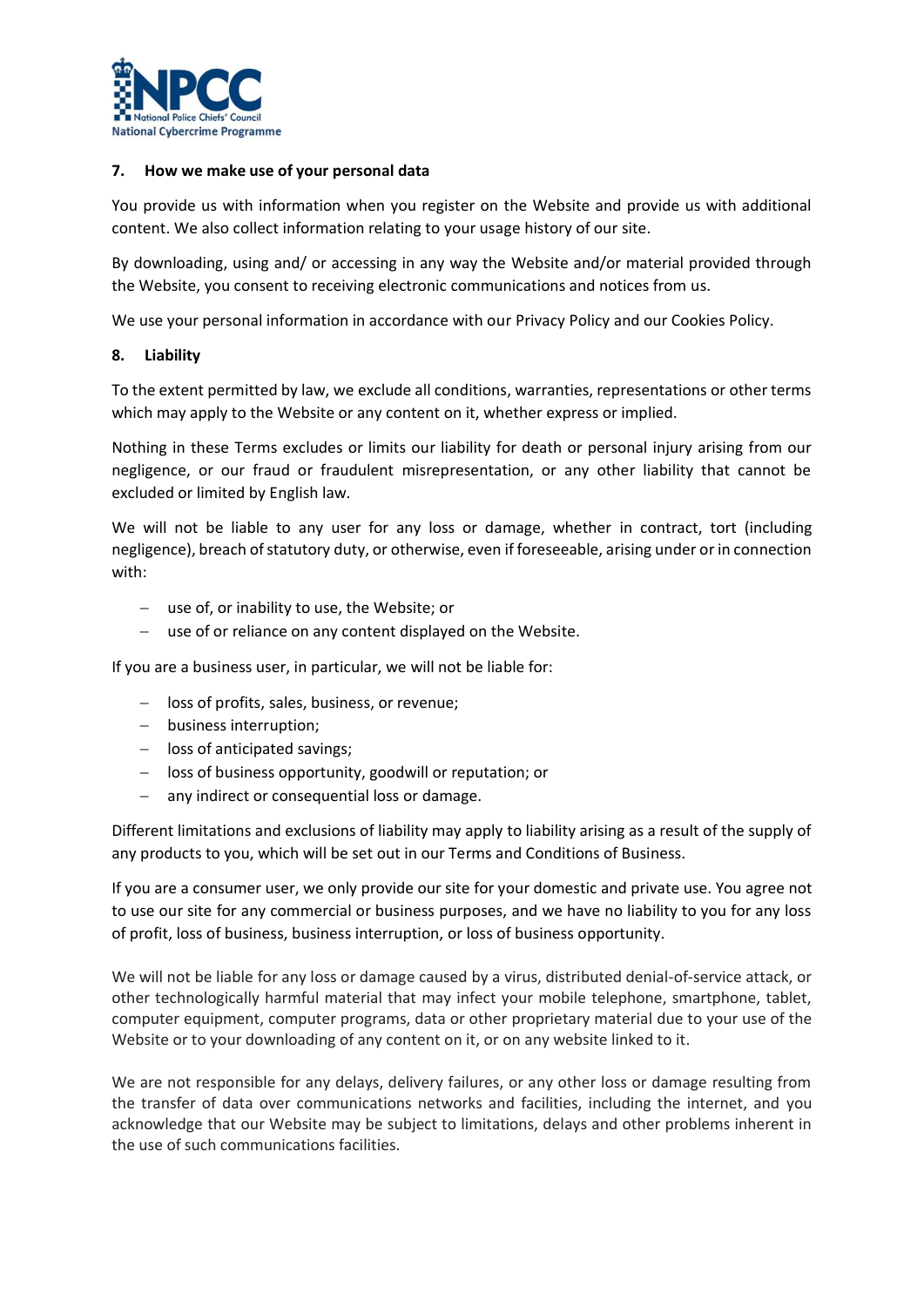### 7. How we make use of your personal data

You provide us with information when you register on the Website and provide us with additional content. We also collect information relating to your usage history of our site.

By downloading, using and/ or accessing in any way the Website and/or material provided through the Website, you consent to receiving electronic communications and notices from us.

We use your personal information in accordance with our Privacy Policy and our Cookies Policy.

### 8. Liability

To the extent permitted by law, we exclude all conditions, warranties, representations or other terms which may apply to the Website or any content on it, whether express or implied.

Nothing in these Terms excludes or limits our liability for death or personal injury arising from our negligence, or our fraud or fraudulent misrepresentation, or any other liability that cannot be excluded or limited by English law.

We will not be liable to any user for any loss or damage, whether in contract, tort (including negligence), breach of statutory duty, or otherwise, even if foreseeable, arising under or in connection with:

- use of, or inability to use, the Website; or
- use of or reliance on any content displayed on the Website.

If you are a business user, in particular, we will not be liable for:

- loss of profits, sales, business, or revenue;
- business interruption;
- loss of anticipated savings;
- loss of business opportunity, goodwill or reputation; or
- any indirect or consequential loss or damage.

Different limitations and exclusions of liability may apply to liability arising as a result of the supply of any products to you, which will be set out in our Terms and Conditions of Business.

If you are a consumer user, we only provide our site for your domestic and private use. You agree not to use our site for any commercial or business purposes, and we have no liability to you for any loss of profit, loss of business, business interruption, or loss of business opportunity.

We will not be liable for any loss or damage caused by a virus, distributed denial-of-service attack, or other technologically harmful material that may infect your mobile telephone, smartphone, tablet, computer equipment, computer programs, data or other proprietary material due to your use of the Website or to your downloading of any content on it, or on any website linked to it.

We are not responsible for any delays, delivery failures, or any other loss or damage resulting from the transfer of data over communications networks and facilities, including the internet, and you acknowledge that our Website may be subject to limitations, delays and other problems inherent in the use of such communications facilities.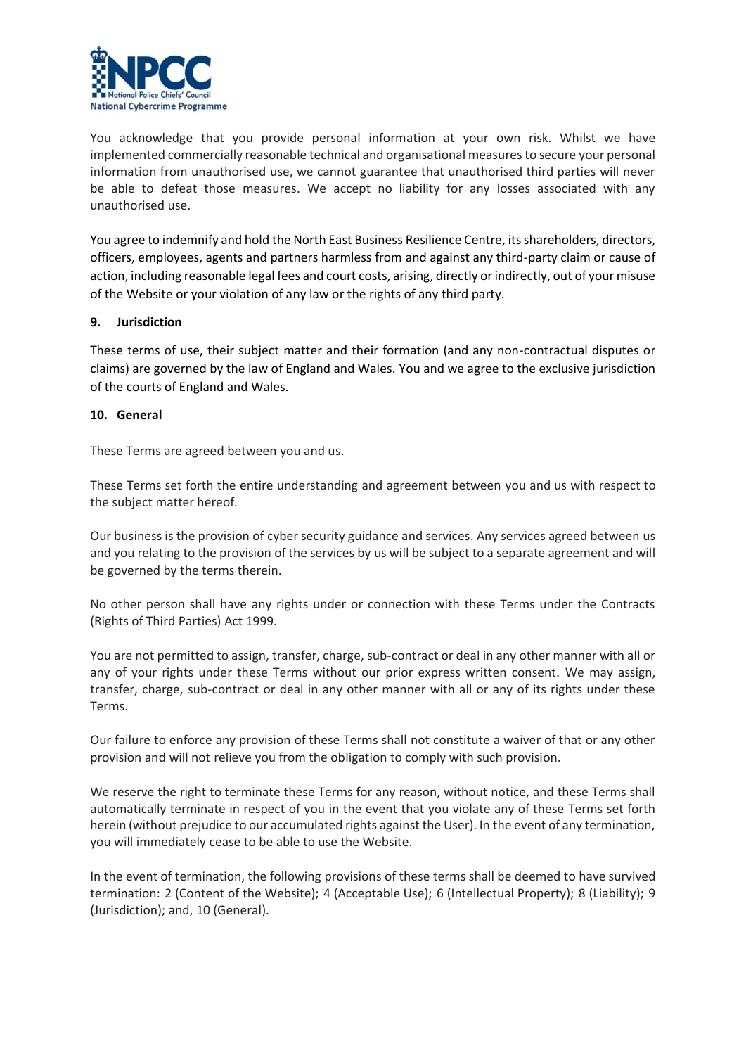You acknowledge that you provide personal information at your own risk. Whilst we have implemented commercially reasonable technical and organisational measures to secure your personal information from unauthorised use, we cannot guarantee that unauthorised third parties will never be able to defeat those measures. We accept no liability for any losses associated with any unauthorised use.

You agree to indemnify and hold the North East Business Resilience Centre, its shareholders, directors, officers, employees, agents and partners harmless from and against any third-party claim or cause of action, including reasonable legal fees and court costs, arising, directly or indirectly, out of your misuse of the Website or your violation of any law or the rights of any third party.

## 9. Jurisdiction

These terms of use, their subject matter and their formation (and any non-contractual disputes or claims) are governed by the law of England and Wales. You and we agree to the exclusive jurisdiction of the courts of England and Wales.

## 10. General

These Terms are agreed between you and us.

These Terms set forth the entire understanding and agreement between you and us with respect to the subject matter hereof.

Our business is the provision of cyber security guidance and services. Any services agreed between us and you relating to the provision of the services by us will be subject to a separate agreement and will be governed by the terms therein.

No other person shall have any rights under or connection with these Terms under the Contracts (Rights of Third Parties) Act 1999.

You are not permitted to assign, transfer, charge, sub-contract or deal in any other manner with all or any of your rights under these Terms without our prior express written consent. We may assign, transfer, charge, sub-contract or deal in any other manner with all or any of its rights under these Terms.

Our failure to enforce any provision of these Terms shall not constitute a waiver of that or any other provision and will not relieve you from the obligation to comply with such provision.

We reserve the right to terminate these Terms for any reason, without notice, and these Terms shall automatically terminate in respect of you in the event that you violate any of these Terms set forth herein (without prejudice to our accumulated rights against the User). In the event of any termination, you will immediately cease to be able to use the Website.

In the event of termination, the following provisions of these terms shall be deemed to have survived termination: 2 (Content of the Website); 4 (Acceptable Use); 6 (Intellectual Property); 8 (Liability); 9 (Jurisdiction); and, 10 (General).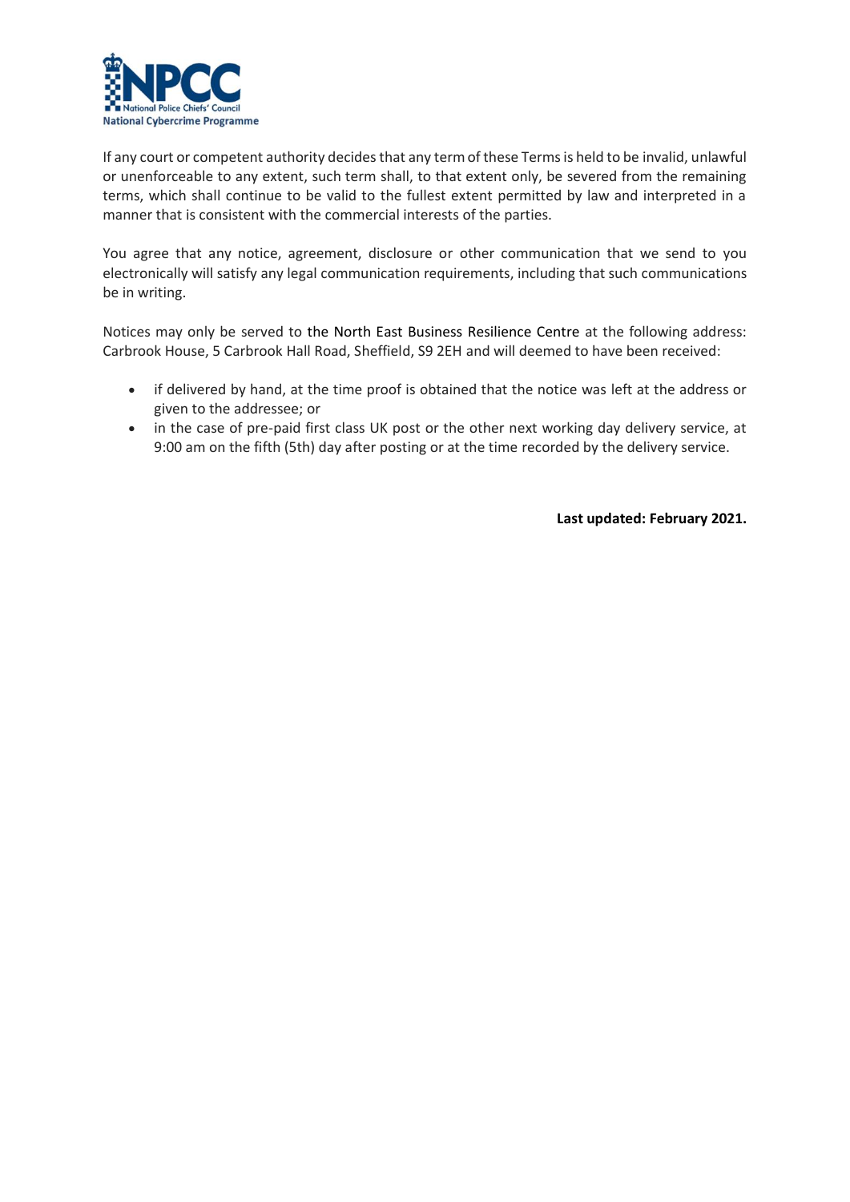If any court or competent authority decides that any term of these Terms is held to be invalid, unlawful or unenforceable to any extent, such term shall, to that extent only, be severed from the remaining terms, which shall continue to be valid to the fullest extent permitted by law and interpreted in a manner that is consistent with the commercial interests of the parties.

You agree that any notice, agreement, disclosure or other communication that we send to you electronically will satisfy any legal communication requirements, including that such communications be in writing.

Notices may only be served to the North East Business Resilience Centre at the following address: Carbrook House, 5 Carbrook Hall Road, Sheffield, S9 2EH and will deemed to have been received:

- if delivered by hand, at the time proof is obtained that the notice was left at the address or given to the addressee; or
- in the case of pre-paid first class UK post or the other next working day delivery service, at 9:00 am on the fifth (5th) day after posting or at the time recorded by the delivery service.

**Last updated: February 2021.**